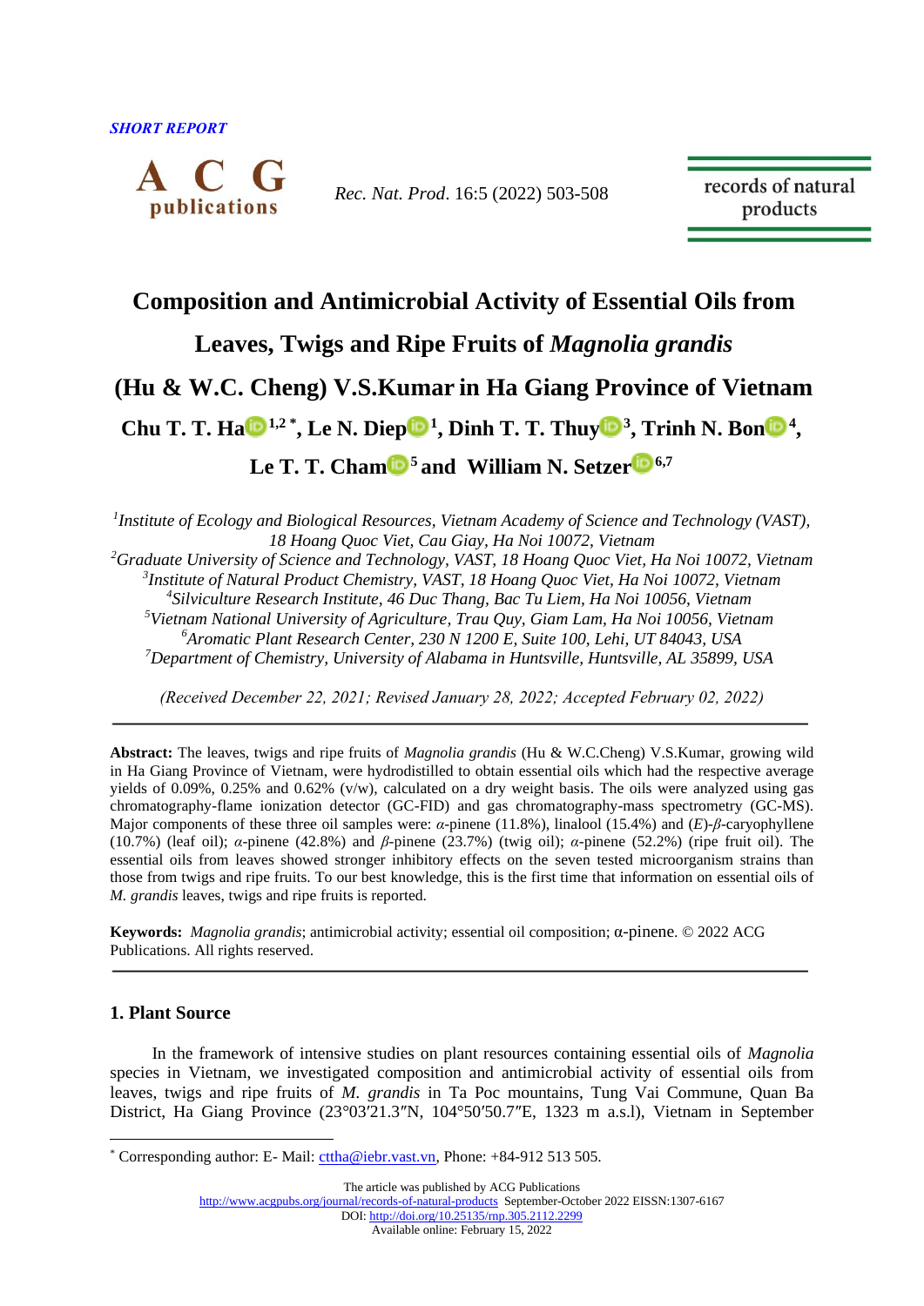*SHORT REPORT*

# Composition and Antimicrobial Activity of Essential Oils from Leaves, Twigs and Ripe Fruits of *Magnolia grandis* (Hu & W.C. Cheng) V.S.Kumar in Ha Giang Province of Vietnam

**Chu T. T. Ha[1,2,*], Le N. Diep[1], Dinh T. T. Thuy[3], Trinh N. Bon[4], Le T. T. Cham[5] and William N. Setzer[6,7]**

[1]*Institute of Ecology and Biological Resources, Vietnam Academy of Science and Technology (VAST), 18 Hoang Quoc Viet, Cau Giay, Ha Noi 10072, Vietnam*
[2]*Graduate University of Science and Technology, VAST, 18 Hoang Quoc Viet, Ha Noi 10072, Vietnam*
[3]*Institute of Natural Product Chemistry, VAST, 18 Hoang Quoc Viet, Ha Noi 10072, Vietnam*
[4]*Silviculture Research Institute, 46 Duc Thang, Bac Tu Liem, Ha Noi 10056, Vietnam*
[5]*Vietnam National University of Agriculture, Trau Quy, Giam Lam, Ha Noi 10056, Vietnam*
[6]*Aromatic Plant Research Center, 230 N 1200 E, Suite 100, Lehi, UT 84043, USA*
[7]*Department of Chemistry, University of Alabama in Huntsville, Huntsville, AL 35899, USA*

*(Received December 22, 2021; Revised January 28, 2022; Accepted February 02, 2022)*

---

**Abstract:** The leaves, twigs and ripe fruits of *Magnolia grandis* (Hu & W.C.Cheng) V.S.Kumar, growing wild in Ha Giang Province of Vietnam, were hydrodistilled to obtain essential oils which had the respective average yields of 0.09%, 0.25% and 0.62% (v/w), calculated on a dry weight basis. The oils were analyzed using gas chromatography-flame ionization detector (GC-FID) and gas chromatography-mass spectrometry (GC-MS). Major components of these three oil samples were: *α*-pinene (11.8%), linalool (15.4%) and (*E*)-*β*-caryophyllene (10.7%) (leaf oil); *α*-pinene (42.8%) and *β*-pinene (23.7%) (twig oil); *α*-pinene (52.2%) (ripe fruit oil). The essential oils from leaves showed stronger inhibitory effects on the seven tested microorganism strains than those from twigs and ripe fruits. To our best knowledge, this is the first time that information on essential oils of *M. grandis* leaves, twigs and ripe fruits is reported.

**Keywords:** *Magnolia grandis*; antimicrobial activity; essential oil composition; α-pinene. © 2022 ACG Publications. All rights reserved.

---

## 1. Plant Source

In the framework of intensive studies on plant resources containing essential oils of *Magnolia* species in Vietnam, we investigated composition and antimicrobial activity of essential oils from leaves, twigs and ripe fruits of *M. grandis* in Ta Poc mountains, Tung Vai Commune, Quan Ba District, Ha Giang Province (23°03′21.3″N, 104°50′50.7″E, 1323 m a.s.l), Vietnam in September

---

[*] Corresponding author: E- Mail: cttha@iebr.vast.vn, Phone: +84-912 513 505.

The article was published by ACG Publications
http://www.acgpubs.org/journal/records-of-natural-products September-October 2022 EISSN:1307-6167
DOI: http://doi.org/10.25135/rnp.305.2112.2299
Available online: February 15, 2022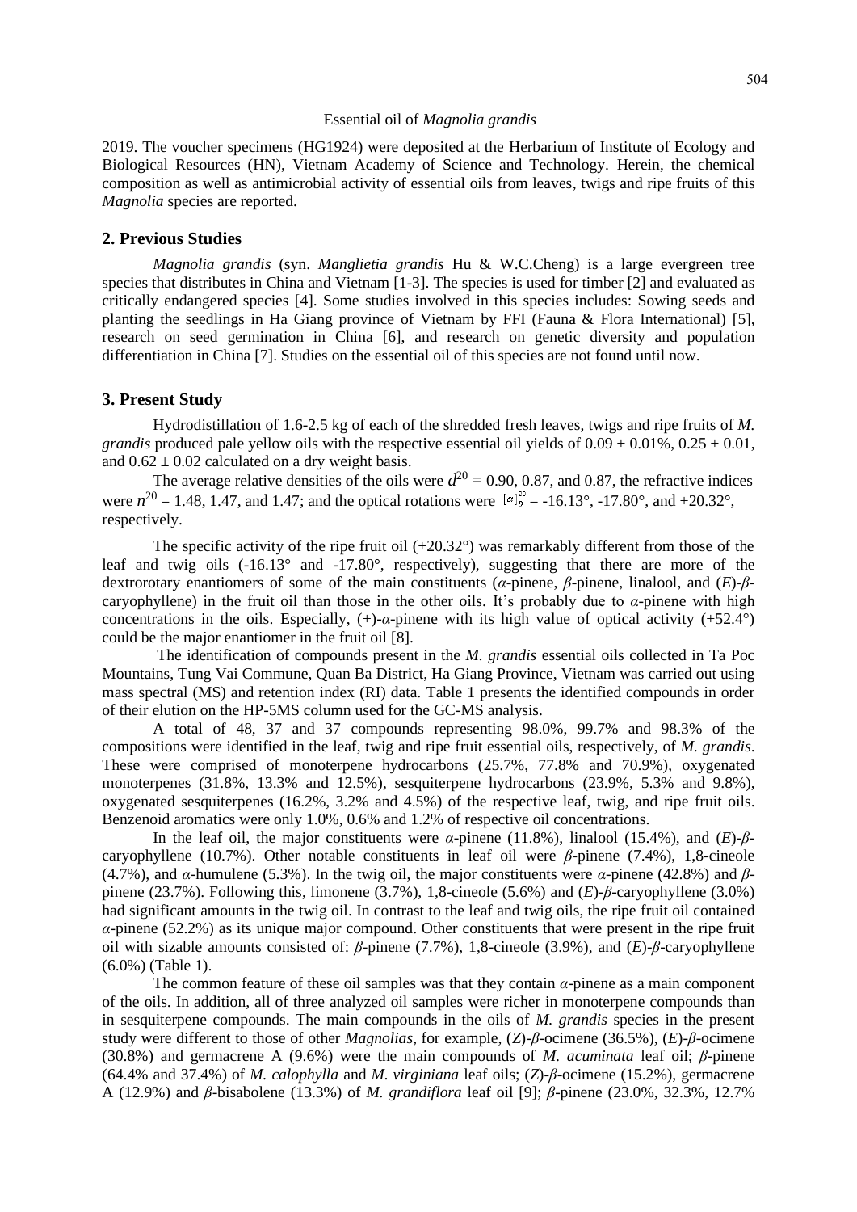2019. The voucher specimens (HG1924) were deposited at the Herbarium of Institute of Ecology and Biological Resources (HN), Vietnam Academy of Science and Technology. Herein, the chemical composition as well as antimicrobial activity of essential oils from leaves, twigs and ripe fruits of this *Magnolia* species are reported.

## 2. Previous Studies

*Magnolia grandis* (syn. *Manglietia grandis* Hu & W.C.Cheng) is a large evergreen tree species that distributes in China and Vietnam [1-3]. The species is used for timber [2] and evaluated as critically endangered species [4]. Some studies involved in this species includes: Sowing seeds and planting the seedlings in Ha Giang province of Vietnam by FFI (Fauna & Flora International) [5], research on seed germination in China [6], and research on genetic diversity and population differentiation in China [7]. Studies on the essential oil of this species are not found until now.

## 3. Present Study

Hydrodistillation of 1.6-2.5 kg of each of the shredded fresh leaves, twigs and ripe fruits of *M. grandis* produced pale yellow oils with the respective essential oil yields of 0.09 ± 0.01%, 0.25 ± 0.01, and 0.62 ± 0.02 calculated on a dry weight basis.

The average relative densities of the oils were $d^{20}$ = 0.90, 0.87, and 0.87, the refractive indices were $n^{20}$ = 1.48, 1.47, and 1.47; and the optical rotations were $[\alpha]^{20}_{D}$ = -16.13°, -17.80°, and +20.32°, respectively.

The specific activity of the ripe fruit oil (+20.32°) was remarkably different from those of the leaf and twig oils (-16.13° and -17.80°, respectively), suggesting that there are more of the dextrorotary enantiomers of some of the main constituents (*α*-pinene, *β*-pinene, linalool, and (*E*)-*β*-caryophyllene) in the fruit oil than those in the other oils. It's probably due to *α*-pinene with high concentrations in the oils. Especially, (+)-*α*-pinene with its high value of optical activity (+52.4°) could be the major enantiomer in the fruit oil [8].

The identification of compounds present in the *M. grandis* essential oils collected in Ta Poc Mountains, Tung Vai Commune, Quan Ba District, Ha Giang Province, Vietnam was carried out using mass spectral (MS) and retention index (RI) data. Table 1 presents the identified compounds in order of their elution on the HP-5MS column used for the GC-MS analysis.

A total of 48, 37 and 37 compounds representing 98.0%, 99.7% and 98.3% of the compositions were identified in the leaf, twig and ripe fruit essential oils, respectively, of *M. grandis*. These were comprised of monoterpene hydrocarbons (25.7%, 77.8% and 70.9%), oxygenated monoterpenes (31.8%, 13.3% and 12.5%), sesquiterpene hydrocarbons (23.9%, 5.3% and 9.8%), oxygenated sesquiterpenes (16.2%, 3.2% and 4.5%) of the respective leaf, twig, and ripe fruit oils. Benzenoid aromatics were only 1.0%, 0.6% and 1.2% of respective oil concentrations.

In the leaf oil, the major constituents were *α*-pinene (11.8%), linalool (15.4%), and (*E*)-*β*-caryophyllene (10.7%). Other notable constituents in leaf oil were *β*-pinene (7.4%), 1,8-cineole (4.7%), and *α*-humulene (5.3%). In the twig oil, the major constituents were *α*-pinene (42.8%) and *β*-pinene (23.7%). Following this, limonene (3.7%), 1,8-cineole (5.6%) and (*E*)-*β*-caryophyllene (3.0%) had significant amounts in the twig oil. In contrast to the leaf and twig oils, the ripe fruit oil contained *α*-pinene (52.2%) as its unique major compound. Other constituents that were present in the ripe fruit oil with sizable amounts consisted of: *β*-pinene (7.7%), 1,8-cineole (3.9%), and (*E*)-*β*-caryophyllene (6.0%) (Table 1).

The common feature of these oil samples was that they contain *α*-pinene as a main component of the oils. In addition, all of three analyzed oil samples were richer in monoterpene compounds than in sesquiterpene compounds. The main compounds in the oils of *M. grandis* species in the present study were different to those of other *Magnolias*, for example, (*Z*)-*β*-ocimene (36.5%), (*E*)-*β*-ocimene (30.8%) and germacrene A (9.6%) were the main compounds of *M. acuminata* leaf oil; *β*-pinene (64.4% and 37.4%) of *M. calophylla* and *M. virginiana* leaf oils; (*Z*)-*β*-ocimene (15.2%), germacrene A (12.9%) and *β*-bisabolene (13.3%) of *M. grandiflora* leaf oil [9]; *β*-pinene (23.0%, 32.3%, 12.7%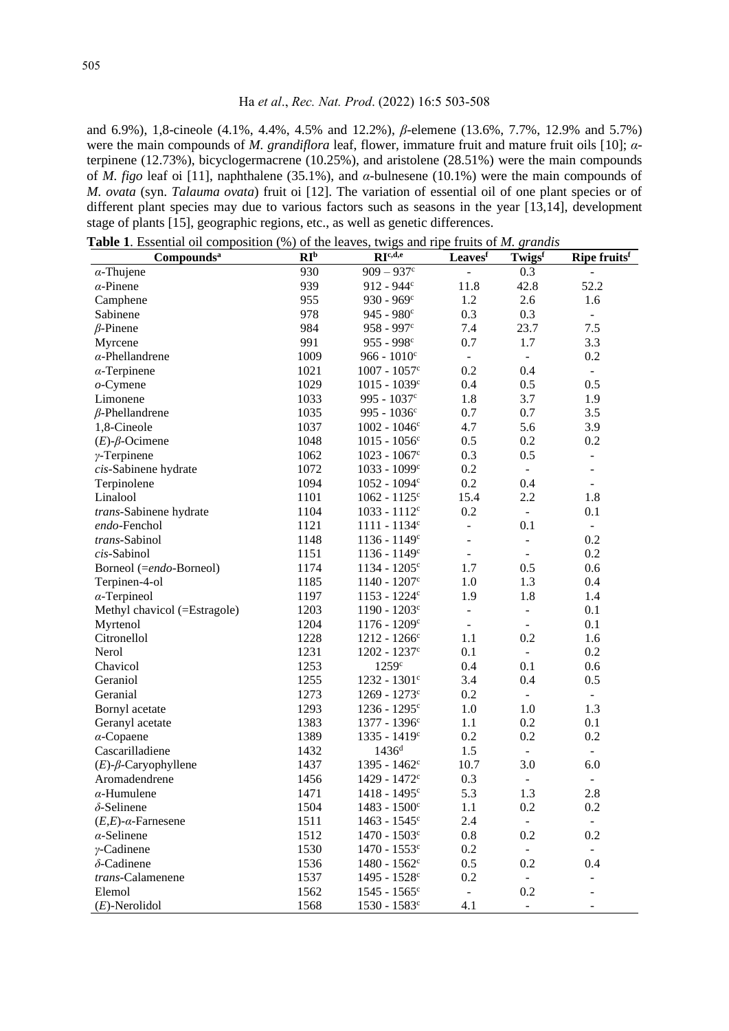and 6.9%), 1,8-cineole (4.1%, 4.4%, 4.5% and 12.2%), *β*-elemene (13.6%, 7.7%, 12.9% and 5.7%) were the main compounds of *M. grandiflora* leaf, flower, immature fruit and mature fruit oils [10]; *α*-terpinene (12.73%), bicyclogermacrene (10.25%), and aristolene (28.51%) were the main compounds of *M. figo* leaf oi [11], naphthalene (35.1%), and *α*-bulnesene (10.1%) were the main compounds of *M. ovata* (syn. *Talauma ovata*) fruit oi [12]. The variation of essential oil of one plant species or of different plant species may due to various factors such as seasons in the year [13,14], development stage of plants [15], geographic regions, etc., as well as genetic differences.

**Table 1**. Essential oil composition (%) of the leaves, twigs and ripe fruits of *M. grandis*

| Compounds[a] | RI[b] | RI[c,d,e] | Leaves[f] | Twigs[f] | Ripe fruits[f] |
|---|---|---|---|---|---|
| *α*-Thujene | 930 | 909 – 937[c] | - | 0.3 | - |
| *α*-Pinene | 939 | 912 - 944[c] | 11.8 | 42.8 | 52.2 |
| Camphene | 955 | 930 - 969[c] | 1.2 | 2.6 | 1.6 |
| Sabinene | 978 | 945 - 980[c] | 0.3 | 0.3 | - |
| *β*-Pinene | 984 | 958 - 997[c] | 7.4 | 23.7 | 7.5 |
| Myrcene | 991 | 955 - 998[c] | 0.7 | 1.7 | 3.3 |
| *α*-Phellandrene | 1009 | 966 - 1010[c] | - | - | 0.2 |
| *α*-Terpinene | 1021 | 1007 - 1057[c] | 0.2 | 0.4 | - |
| *o*-Cymene | 1029 | 1015 - 1039[c] | 0.4 | 0.5 | 0.5 |
| Limonene | 1033 | 995 - 1037[c] | 1.8 | 3.7 | 1.9 |
| *β*-Phellandrene | 1035 | 995 - 1036[c] | 0.7 | 0.7 | 3.5 |
| 1,8-Cineole | 1037 | 1002 - 1046[c] | 4.7 | 5.6 | 3.9 |
| (*E*)-*β*-Ocimene | 1048 | 1015 - 1056[c] | 0.5 | 0.2 | 0.2 |
| *γ*-Terpinene | 1062 | 1023 - 1067[c] | 0.3 | 0.5 | - |
| *cis*-Sabinene hydrate | 1072 | 1033 - 1099[c] | 0.2 | - | - |
| Terpinolene | 1094 | 1052 - 1094[c] | 0.2 | 0.4 | - |
| Linalool | 1101 | 1062 - 1125[c] | 15.4 | 2.2 | 1.8 |
| *trans*-Sabinene hydrate | 1104 | 1033 - 1112[c] | 0.2 | - | 0.1 |
| *endo*-Fenchol | 1121 | 1111 - 1134[c] | - | 0.1 | - |
| *trans*-Sabinol | 1148 | 1136 - 1149[c] | - | - | 0.2 |
| *cis*-Sabinol | 1151 | 1136 - 1149[c] | - | - | 0.2 |
| Borneol (=*endo*-Borneol) | 1174 | 1134 - 1205[c] | 1.7 | 0.5 | 0.6 |
| Terpinen-4-ol | 1185 | 1140 - 1207[c] | 1.0 | 1.3 | 0.4 |
| *α*-Terpineol | 1197 | 1153 - 1224[c] | 1.9 | 1.8 | 1.4 |
| Methyl chavicol (=Estragole) | 1203 | 1190 - 1203[c] | - | - | 0.1 |
| Myrtenol | 1204 | 1176 - 1209[c] | - | - | 0.1 |
| Citronellol | 1228 | 1212 - 1266[c] | 1.1 | 0.2 | 1.6 |
| Nerol | 1231 | 1202 - 1237[c] | 0.1 | - | 0.2 |
| Chavicol | 1253 | 1259[c] | 0.4 | 0.1 | 0.6 |
| Geraniol | 1255 | 1232 - 1301[c] | 3.4 | 0.4 | 0.5 |
| Geranial | 1273 | 1269 - 1273[c] | 0.2 | - | - |
| Bornyl acetate | 1293 | 1236 - 1295[c] | 1.0 | 1.0 | 1.3 |
| Geranyl acetate | 1383 | 1377 - 1396[c] | 1.1 | 0.2 | 0.1 |
| *α*-Copaene | 1389 | 1335 - 1419[c] | 0.2 | 0.2 | 0.2 |
| Cascarilladiene | 1432 | 1436[d] | 1.5 | - | - |
| (*E*)-*β*-Caryophyllene | 1437 | 1395 - 1462[c] | 10.7 | 3.0 | 6.0 |
| Aromadendrene | 1456 | 1429 - 1472[c] | 0.3 | - | - |
| *α*-Humulene | 1471 | 1418 - 1495[c] | 5.3 | 1.3 | 2.8 |
| *δ*-Selinene | 1504 | 1483 - 1500[c] | 1.1 | 0.2 | 0.2 |
| (*E,E*)-*α*-Farnesene | 1511 | 1463 - 1545[c] | 2.4 | - | - |
| *α*-Selinene | 1512 | 1470 - 1503[c] | 0.8 | 0.2 | 0.2 |
| *γ*-Cadinene | 1530 | 1470 - 1553[c] | 0.2 | - | - |
| *δ*-Cadinene | 1536 | 1480 - 1562[c] | 0.5 | 0.2 | 0.4 |
| *trans*-Calamenene | 1537 | 1495 - 1528[c] | 0.2 | - | - |
| Elemol | 1562 | 1545 - 1565[c] | - | 0.2 | - |
| (*E*)-Nerolidol | 1568 | 1530 - 1583[c] | 4.1 | - | - |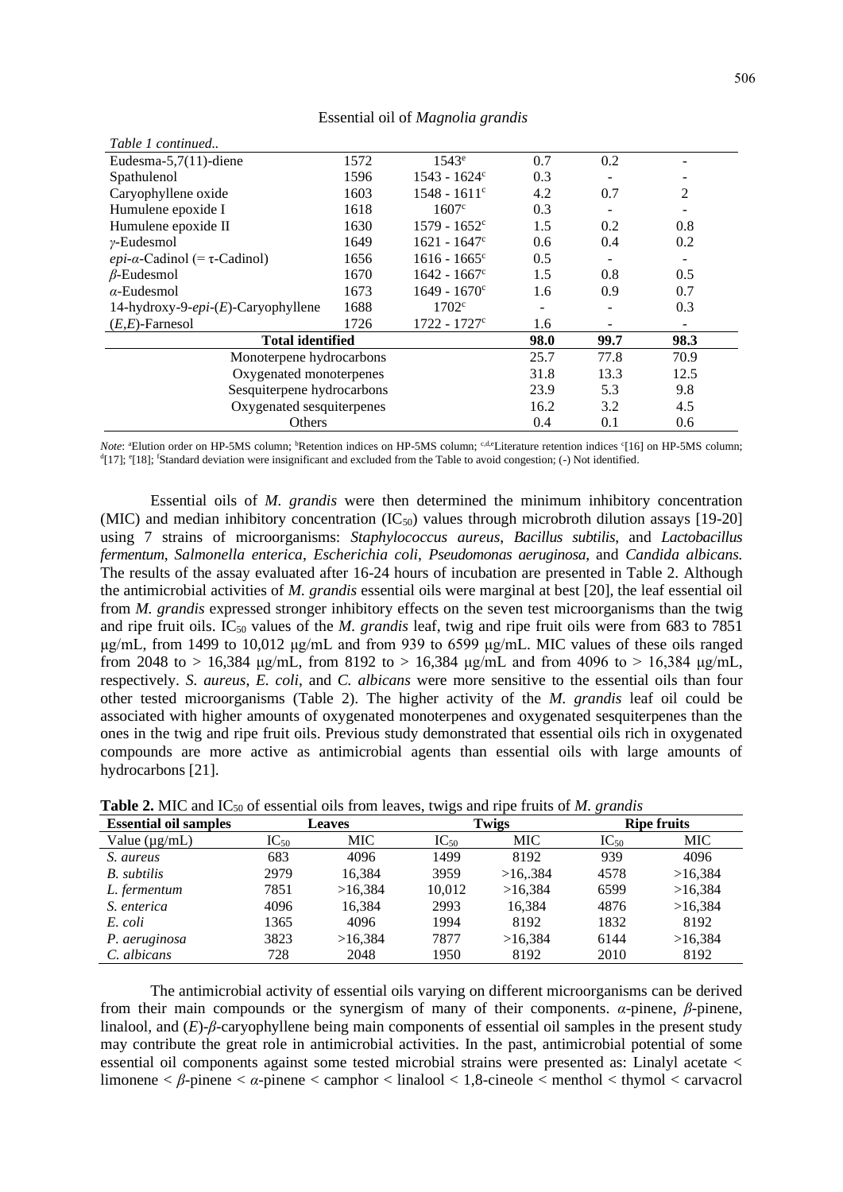Essential oil of *Magnolia grandis*

| *Table 1 continued..* | | | | | |
|---|---|---|---|---|---|
| Eudesma-5,7(11)-diene | 1572 | 1543[e] | 0.7 | 0.2 | - |
| Spathulenol | 1596 | 1543 - 1624[c] | 0.3 | - | - |
| Caryophyllene oxide | 1603 | 1548 - 1611[c] | 4.2 | 0.7 | 2 |
| Humulene epoxide I | 1618 | 1607[c] | 0.3 | - | - |
| Humulene epoxide II | 1630 | 1579 - 1652[c] | 1.5 | 0.2 | 0.8 |
| *γ*-Eudesmol | 1649 | 1621 - 1647[c] | 0.6 | 0.4 | 0.2 |
| *epi*-*α*-Cadinol (= τ-Cadinol) | 1656 | 1616 - 1665[c] | 0.5 | - | - |
| *β*-Eudesmol | 1670 | 1642 - 1667[c] | 1.5 | 0.8 | 0.5 |
| *α*-Eudesmol | 1673 | 1649 - 1670[c] | 1.6 | 0.9 | 0.7 |
| 14-hydroxy-9-*epi*-(*E*)-Caryophyllene | 1688 | 1702[c] | - | - | 0.3 |
| (*E*,*E*)-Farnesol | 1726 | 1722 - 1727[c] | 1.6 | - | - |
| **Total identified** | | | **98.0** | **99.7** | **98.3** |
| Monoterpene hydrocarbons | | | 25.7 | 77.8 | 70.9 |
| Oxygenated monoterpenes | | | 31.8 | 13.3 | 12.5 |
| Sesquiterpene hydrocarbons | | | 23.9 | 5.3 | 9.8 |
| Oxygenated sesquiterpenes | | | 16.2 | 3.2 | 4.5 |
| Others | | | 0.4 | 0.1 | 0.6 |

*Note*: [a]Elution order on HP-5MS column; [b]Retention indices on HP-5MS column; [c,d,e]Literature retention indices [c][16] on HP-5MS column; [d][17]; [e][18]; [f]Standard deviation were insignificant and excluded from the Table to avoid congestion; (-) Not identified.

Essential oils of *M. grandis* were then determined the minimum inhibitory concentration (MIC) and median inhibitory concentration ($IC_{50}$) values through microbroth dilution assays [19-20] using 7 strains of microorganisms: *Staphylococcus aureus*, *Bacillus subtilis*, and *Lactobacillus fermentum*, *Salmonella enterica*, *Escherichia coli*, *Pseudomonas aeruginosa*, and *Candida albicans*. The results of the assay evaluated after 16-24 hours of incubation are presented in Table 2. Although the antimicrobial activities of *M. grandis* essential oils were marginal at best [20], the leaf essential oil from *M. grandis* expressed stronger inhibitory effects on the seven test microorganisms than the twig and ripe fruit oils. $IC_{50}$ values of the *M. grandis* leaf, twig and ripe fruit oils were from 683 to 7851 μg/mL, from 1499 to 10,012 μg/mL and from 939 to 6599 μg/mL. MIC values of these oils ranged from 2048 to > 16,384 μg/mL, from 8192 to > 16,384 μg/mL and from 4096 to > 16,384 μg/mL, respectively. *S. aureus*, *E. coli*, and *C. albicans* were more sensitive to the essential oils than four other tested microorganisms (Table 2). The higher activity of the *M. grandis* leaf oil could be associated with higher amounts of oxygenated monoterpenes and oxygenated sesquiterpenes than the ones in the twig and ripe fruit oils. Previous study demonstrated that essential oils rich in oxygenated compounds are more active as antimicrobial agents than essential oils with large amounts of hydrocarbons [21].

**Table 2.** MIC and $IC_{50}$ of essential oils from leaves, twigs and ripe fruits of *M. grandis*

| **Essential oil samples** | **Leaves** | | **Twigs** | | **Ripe fruits** | |
|---|---|---|---|---|---|---|
| Value (μg/mL) | $IC_{50}$ | MIC | $IC_{50}$ | MIC | $IC_{50}$ | MIC |
| *S. aureus* | 683 | 4096 | 1499 | 8192 | 939 | 4096 |
| *B. subtilis* | 2979 | 16,384 | 3959 | >16,.384 | 4578 | >16,384 |
| *L. fermentum* | 7851 | >16,384 | 10,012 | >16,384 | 6599 | >16,384 |
| *S. enterica* | 4096 | 16,384 | 2993 | 16,384 | 4876 | >16,384 |
| *E. coli* | 1365 | 4096 | 1994 | 8192 | 1832 | 8192 |
| *P. aeruginosa* | 3823 | >16,384 | 7877 | >16,384 | 6144 | >16,384 |
| *C. albicans* | 728 | 2048 | 1950 | 8192 | 2010 | 8192 |

The antimicrobial activity of essential oils varying on different microorganisms can be derived from their main compounds or the synergism of many of their components. *α*-pinene, *β*-pinene, linalool, and (*E*)-*β*-caryophyllene being main components of essential oil samples in the present study may contribute the great role in antimicrobial activities. In the past, antimicrobial potential of some essential oil components against some tested microbial strains were presented as: Linalyl acetate < limonene < *β*-pinene < *α*-pinene < camphor < linalool < 1,8-cineole < menthol < thymol < carvacrol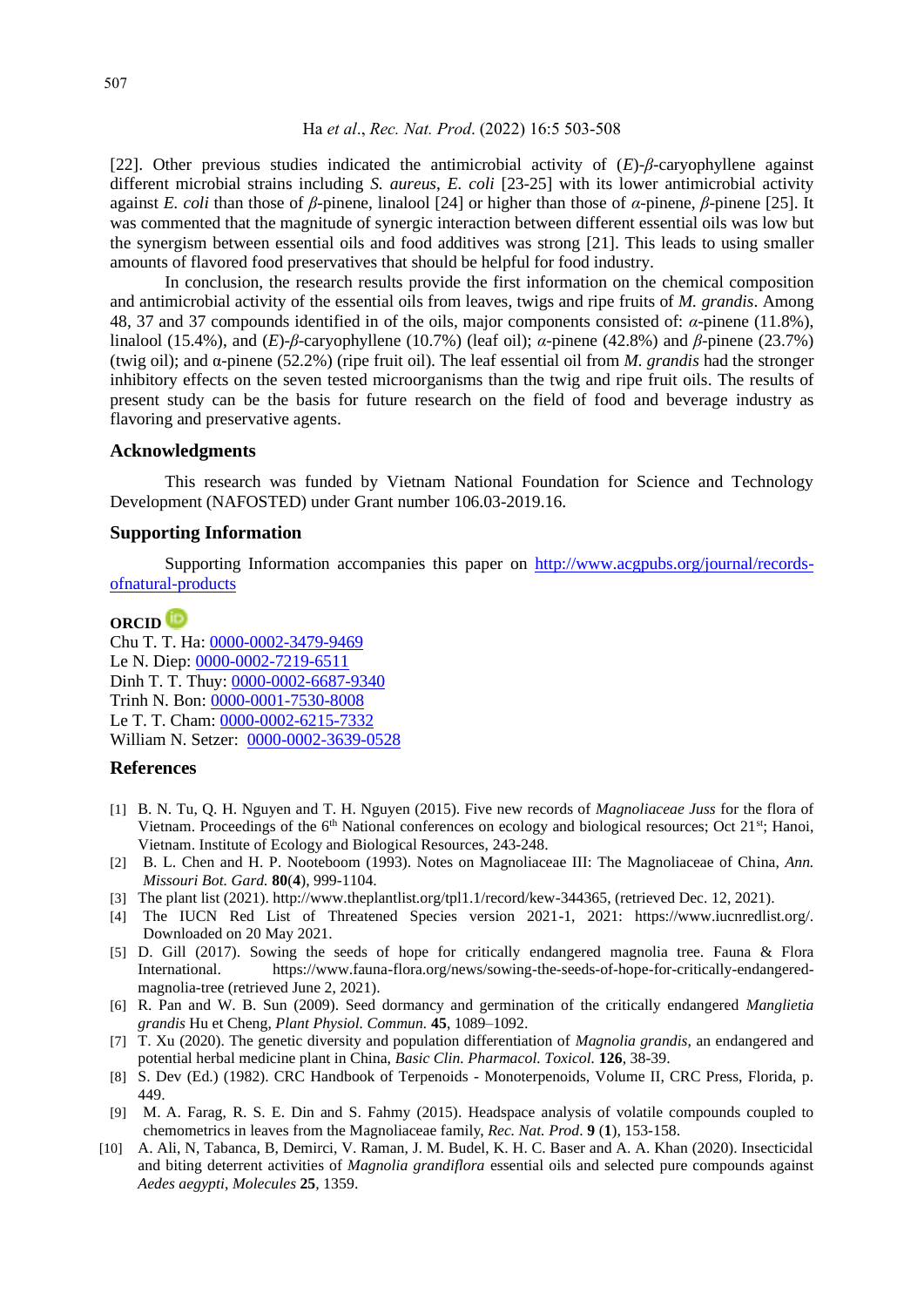[22]. Other previous studies indicated the antimicrobial activity of (*E*)-*β*-caryophyllene against different microbial strains including *S. aureus*, *E. coli* [23-25] with its lower antimicrobial activity against *E. coli* than those of *β*-pinene, linalool [24] or higher than those of *α*-pinene, *β*-pinene [25]. It was commented that the magnitude of synergic interaction between different essential oils was low but the synergism between essential oils and food additives was strong [21]. This leads to using smaller amounts of flavored food preservatives that should be helpful for food industry.

In conclusion, the research results provide the first information on the chemical composition and antimicrobial activity of the essential oils from leaves, twigs and ripe fruits of *M. grandis*. Among 48, 37 and 37 compounds identified in of the oils, major components consisted of: *α*-pinene (11.8%), linalool (15.4%), and (*E*)-*β*-caryophyllene (10.7%) (leaf oil); *α*-pinene (42.8%) and *β*-pinene (23.7%) (twig oil); and α-pinene (52.2%) (ripe fruit oil). The leaf essential oil from *M. grandis* had the stronger inhibitory effects on the seven tested microorganisms than the twig and ripe fruit oils. The results of present study can be the basis for future research on the field of food and beverage industry as flavoring and preservative agents.

## Acknowledgments

This research was funded by Vietnam National Foundation for Science and Technology Development (NAFOSTED) under Grant number 106.03-2019.16.

## Supporting Information

Supporting Information accompanies this paper on http://www.acgpubs.org/journal/records-ofnatural-products

## ORCID

Chu T. T. Ha: 0000-0002-3479-9469
Le N. Diep: 0000-0002-7219-6511
Dinh T. T. Thuy: 0000-0002-6687-9340
Trinh N. Bon: 0000-0001-7530-8008
Le T. T. Cham: 0000-0002-6215-7332
William N. Setzer: 0000-0002-3639-0528

## References

[1] B. N. Tu, Q. H. Nguyen and T. H. Nguyen (2015). Five new records of *Magnoliaceae Juss* for the flora of Vietnam. Proceedings of the 6th National conferences on ecology and biological resources; Oct 21st; Hanoi, Vietnam. Institute of Ecology and Biological Resources, 243-248.

[2] B. L. Chen and H. P. Nooteboom (1993). Notes on Magnoliaceae III: The Magnoliaceae of China, *Ann. Missouri Bot. Gard.* **80**(**4**), 999-1104.

[3] The plant list (2021). http://www.theplantlist.org/tpl1.1/record/kew-344365, (retrieved Dec. 12, 2021).

[4] The IUCN Red List of Threatened Species version 2021-1, 2021: https://www.iucnredlist.org/. Downloaded on 20 May 2021.

[5] D. Gill (2017). Sowing the seeds of hope for critically endangered magnolia tree. Fauna & Flora International. https://www.fauna-flora.org/news/sowing-the-seeds-of-hope-for-critically-endangered-magnolia-tree (retrieved June 2, 2021).

[6] R. Pan and W. B. Sun (2009). Seed dormancy and germination of the critically endangered *Manglietia grandis* Hu et Cheng, *Plant Physiol. Commun.* **45**, 1089–1092.

[7] T. Xu (2020). The genetic diversity and population differentiation of *Magnolia grandis*, an endangered and potential herbal medicine plant in China, *Basic Clin. Pharmacol. Toxicol.* **126**, 38-39.

[8] S. Dev (Ed.) (1982). CRC Handbook of Terpenoids - Monoterpenoids, Volume II, CRC Press, Florida, p. 449.

[9] M. A. Farag, R. S. E. Din and S. Fahmy (2015). Headspace analysis of volatile compounds coupled to chemometrics in leaves from the Magnoliaceae family, *Rec. Nat. Prod*. **9** (**1**), 153-158.

[10] A. Ali, N, Tabanca, B, Demirci, V. Raman, J. M. Budel, K. H. C. Baser and A. A. Khan (2020). Insecticidal and biting deterrent activities of *Magnolia grandiflora* essential oils and selected pure compounds against *Aedes aegypti*, *Molecules* **25**, 1359.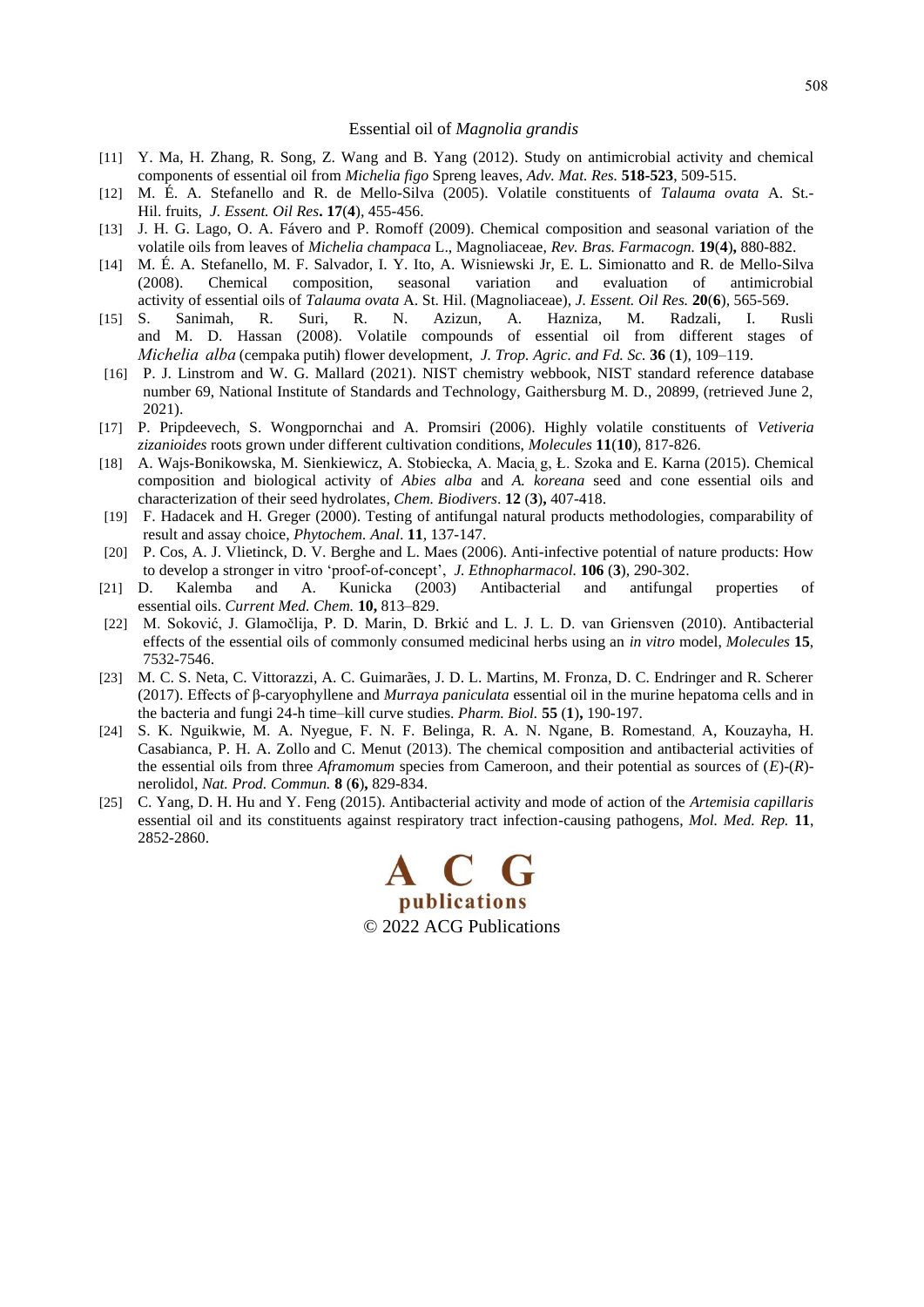[11] Y. Ma, H. Zhang, R. Song, Z. Wang and B. Yang (2012). Study on antimicrobial activity and chemical components of essential oil from *Michelia figo* Spreng leaves, *Adv. Mat. Res.* **518-523**, 509-515.

[12] M. É. A. Stefanello and R. de Mello-Silva (2005). Volatile constituents of *Talauma ovata* A. St.-Hil. fruits, *J. Essent. Oil Res***.** **17**(**4**), 455-456.

[13] J. H. G. Lago, O. A. Fávero and P. Romoff (2009). Chemical composition and seasonal variation of the volatile oils from leaves of *Michelia champaca* L., Magnoliaceae, *Rev. Bras. Farmacogn.* **19**(**4**)**,** 880-882.

[14] M. É. A. Stefanello, M. F. Salvador, I. Y. Ito, A. Wisniewski Jr, E. L. Simionatto and R. de Mello-Silva (2008). Chemical composition, seasonal variation and evaluation of antimicrobial activity of essential oils of *Talauma ovata* A. St. Hil. (Magnoliaceae), *J. Essent. Oil Res.* **20**(**6**), 565-569.

[15] S. Sanimah, R. Suri, R. N. Azizun, A. Hazniza, M. Radzali, I. Rusli and M. D. Hassan (2008). Volatile compounds of essential oil from different stages of *Michelia alba* (cempaka putih) flower development, *J. Trop. Agric. and Fd. Sc.* **36** (**1**), 109–119.

[16] P. J. Linstrom and W. G. Mallard (2021). NIST chemistry webbook, NIST standard reference database number 69, National Institute of Standards and Technology, Gaithersburg M. D., 20899, (retrieved June 2, 2021).

[17] P. Pripdeevech, S. Wongpornchai and A. Promsiri (2006). Highly volatile constituents of *Vetiveria zizanioides* roots grown under different cultivation conditions, *Molecules* **11**(**10**), 817-826.

[18] A. Wajs-Bonikowska, M. Sienkiewicz, A. Stobiecka, A. Maciąg, Ł. Szoka and E. Karna (2015). Chemical composition and biological activity of *Abies alba* and *A. koreana* seed and cone essential oils and characterization of their seed hydrolates, *Chem. Biodivers*. **12** (**3**)**,** 407-418.

[19] F. Hadacek and H. Greger (2000). Testing of antifungal natural products methodologies, comparability of result and assay choice, *Phytochem. Anal*. **11**, 137-147.

[20] P. Cos, A. J. Vlietinck, D. V. Berghe and L. Maes (2006). Anti-infective potential of nature products: How to develop a stronger in vitro 'proof-of-concept', *J. Ethnopharmacol.* **106** (**3**), 290-302.

[21] D. Kalemba and A. Kunicka (2003) Antibacterial and antifungal properties of essential oils. *Current Med. Chem.* **10,** 813–829.

[22] M. Soković, J. Glamočlija, P. D. Marin, D. Brkić and L. J. L. D. van Griensven (2010). Antibacterial effects of the essential oils of commonly consumed medicinal herbs using an *in vitro* model, *Molecules* **15**, 7532-7546.

[23] M. C. S. Neta, C. Vittorazzi, A. C. Guimarães, J. D. L. Martins, M. Fronza, D. C. Endringer and R. Scherer (2017). Effects of β-caryophyllene and *Murraya paniculata* essential oil in the murine hepatoma cells and in the bacteria and fungi 24-h time–kill curve studies. *Pharm. Biol.* **55** (**1**)**,** 190-197.

[24] S. K. Nguikwie, M. A. Nyegue, F. N. F. Belinga, R. A. N. Ngane, B. Romestand, A, Kouzayha, H. Casabianca, P. H. A. Zollo and C. Menut (2013). The chemical composition and antibacterial activities of the essential oils from three *Aframomum* species from Cameroon, and their potential as sources of (*E*)-(*R*)-nerolidol, *Nat. Prod. Commun.* **8** (**6**)**,** 829-834.

[25] C. Yang, D. H. Hu and Y. Feng (2015). Antibacterial activity and mode of action of the *Artemisia capillaris* essential oil and its constituents against respiratory tract infection-causing pathogens, *Mol. Med. Rep.* **11**, 2852-2860.

A C G
publications
© 2022 ACG Publications